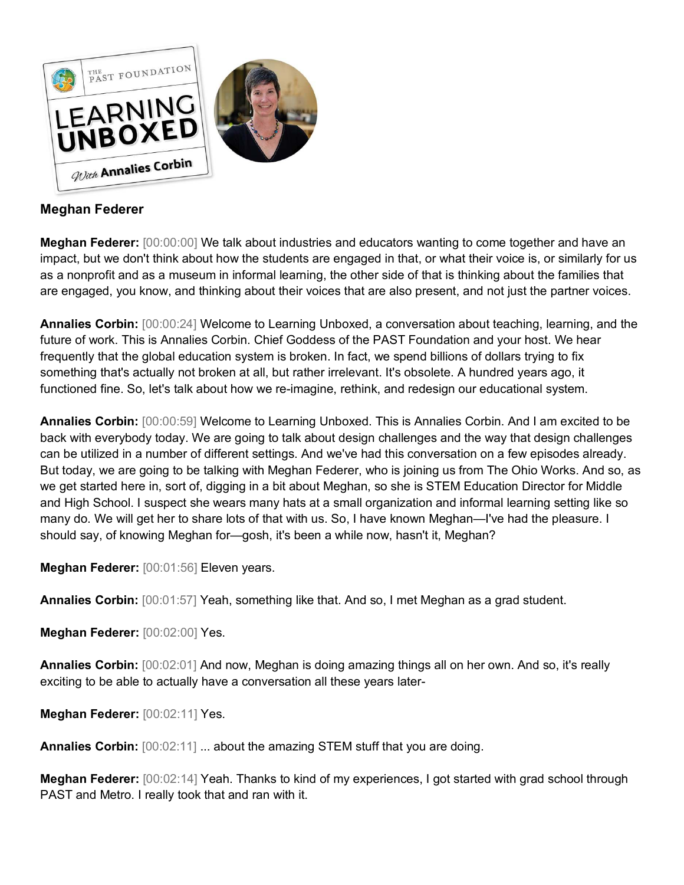## Meghan Federer

**Meghan Federer:** [00:00:00] We talk about industries and educators wanting to come together and have an impact, but we don't think about how the students are engaged in that, or what their voice is, or similarly for us as a nonprofit and as a museum in informal learning, the other side of that is thinking about the families that are engaged, you know, and thinking about their voices that are also present, and not just the partner voices.

**Annalies Corbin:** [00:00:24] Welcome to Learning Unboxed, a conversation about teaching, learning, and the future of work. This is Annalies Corbin. Chief Goddess of the PAST Foundation and your host. We hear frequently that the global education system is broken. In fact, we spend billions of dollars trying to fix something that's actually not broken at all, but rather irrelevant. It's obsolete. A hundred years ago, it functioned fine. So, let's talk about how we re-imagine, rethink, and redesign our educational system.

**Annalies Corbin:** [00:00:59] Welcome to Learning Unboxed. This is Annalies Corbin. And I am excited to be back with everybody today. We are going to talk about design challenges and the way that design challenges can be utilized in a number of different settings. And we've had this conversation on a few episodes already. But today, we are going to be talking with Meghan Federer, who is joining us from The Ohio Works. And so, as we get started here in, sort of, digging in a bit about Meghan, so she is STEM Education Director for Middle and High School. I suspect she wears many hats at a small organization and informal learning setting like so many do. We will get her to share lots of that with us. So, I have known Meghan—I've had the pleasure. I should say, of knowing Meghan for—gosh, it's been a while now, hasn't it, Meghan?

**Meghan Federer:** [00:01:56] Eleven years.

**Annalies Corbin:** [00:01:57] Yeah, something like that. And so, I met Meghan as a grad student.

**Meghan Federer:** [00:02:00] Yes.

**Annalies Corbin:** [00:02:01] And now, Meghan is doing amazing things all on her own. And so, it's really exciting to be able to actually have a conversation all these years later-

**Meghan Federer:** [00:02:11] Yes.

**Annalies Corbin:** [00:02:11] ... about the amazing STEM stuff that you are doing.

**Meghan Federer:** [00:02:14] Yeah. Thanks to kind of my experiences, I got started with grad school through PAST and Metro. I really took that and ran with it.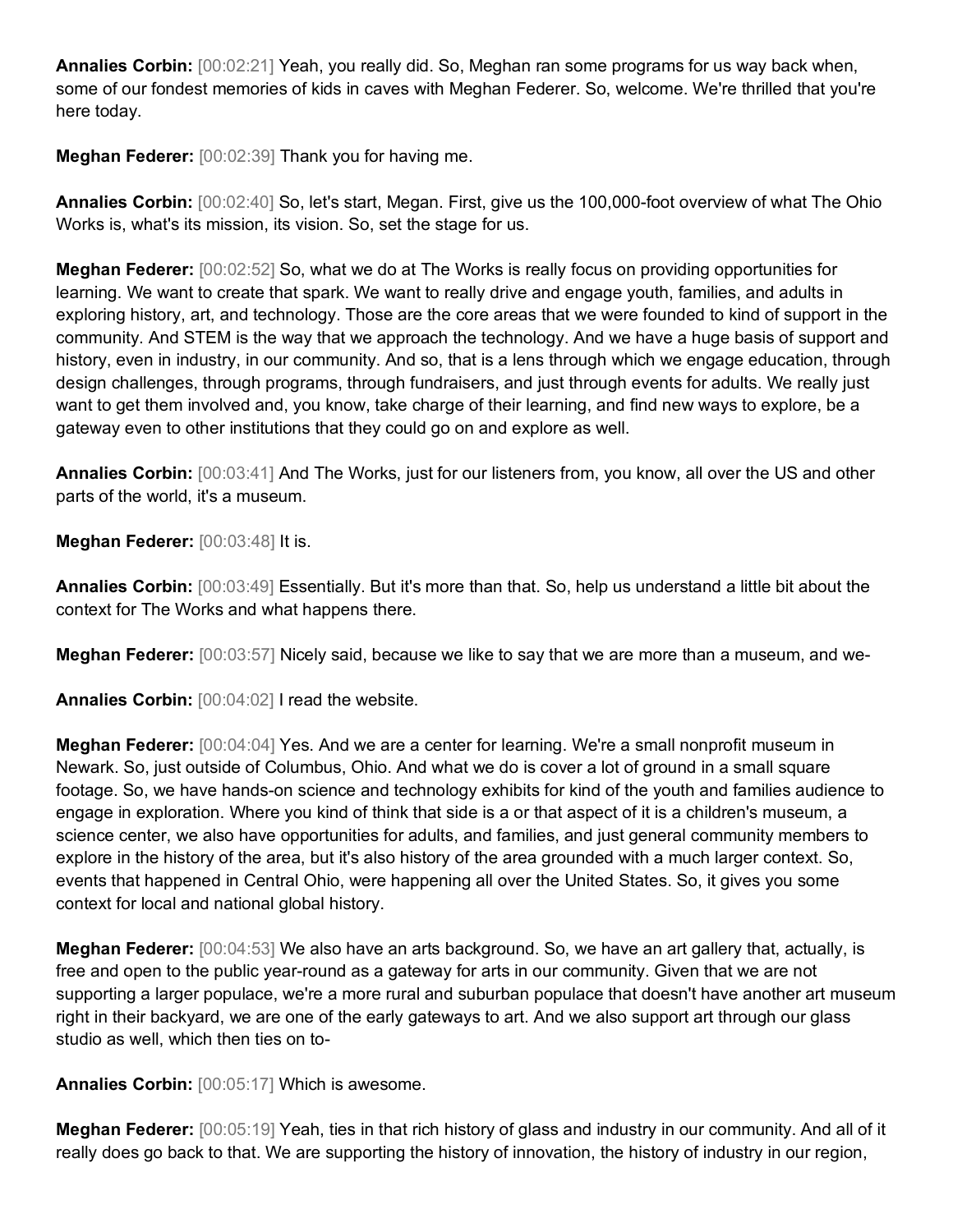**Annalies Corbin:** [00:02:21] Yeah, you really did. So, Meghan ran some programs for us way back when, some of our fondest memories of kids in caves with Meghan Federer. So, welcome. We're thrilled that you're here today.

**Meghan Federer:** [00:02:39] Thank you for having me.

**Annalies Corbin:** [00:02:40] So, let's start, Megan. First, give us the 100,000-foot overview of what The Ohio Works is, what's its mission, its vision. So, set the stage for us.

**Meghan Federer:** [00:02:52] So, what we do at The Works is really focus on providing opportunities for learning. We want to create that spark. We want to really drive and engage youth, families, and adults in exploring history, art, and technology. Those are the core areas that we were founded to kind of support in the community. And STEM is the way that we approach the technology. And we have a huge basis of support and history, even in industry, in our community. And so, that is a lens through which we engage education, through design challenges, through programs, through fundraisers, and just through events for adults. We really just want to get them involved and, you know, take charge of their learning, and find new ways to explore, be a gateway even to other institutions that they could go on and explore as well.

**Annalies Corbin:** [00:03:41] And The Works, just for our listeners from, you know, all over the US and other parts of the world, it's a museum.

**Meghan Federer:** [00:03:48] It is.

**Annalies Corbin:** [00:03:49] Essentially. But it's more than that. So, help us understand a little bit about the context for The Works and what happens there.

**Meghan Federer:** [00:03:57] Nicely said, because we like to say that we are more than a museum, and we-

**Annalies Corbin:** [00:04:02] I read the website.

**Meghan Federer:** [00:04:04] Yes. And we are a center for learning. We're a small nonprofit museum in Newark. So, just outside of Columbus, Ohio. And what we do is cover a lot of ground in a small square footage. So, we have hands-on science and technology exhibits for kind of the youth and families audience to engage in exploration. Where you kind of think that side is a or that aspect of it is a children's museum, a science center, we also have opportunities for adults, and families, and just general community members to explore in the history of the area, but it's also history of the area grounded with a much larger context. So, events that happened in Central Ohio, were happening all over the United States. So, it gives you some context for local and national global history.

**Meghan Federer:** [00:04:53] We also have an arts background. So, we have an art gallery that, actually, is free and open to the public year-round as a gateway for arts in our community. Given that we are not supporting a larger populace, we're a more rural and suburban populace that doesn't have another art museum right in their backyard, we are one of the early gateways to art. And we also support art through our glass studio as well, which then ties on to-

**Annalies Corbin:** [00:05:17] Which is awesome.

**Meghan Federer:** [00:05:19] Yeah, ties in that rich history of glass and industry in our community. And all of it really does go back to that. We are supporting the history of innovation, the history of industry in our region,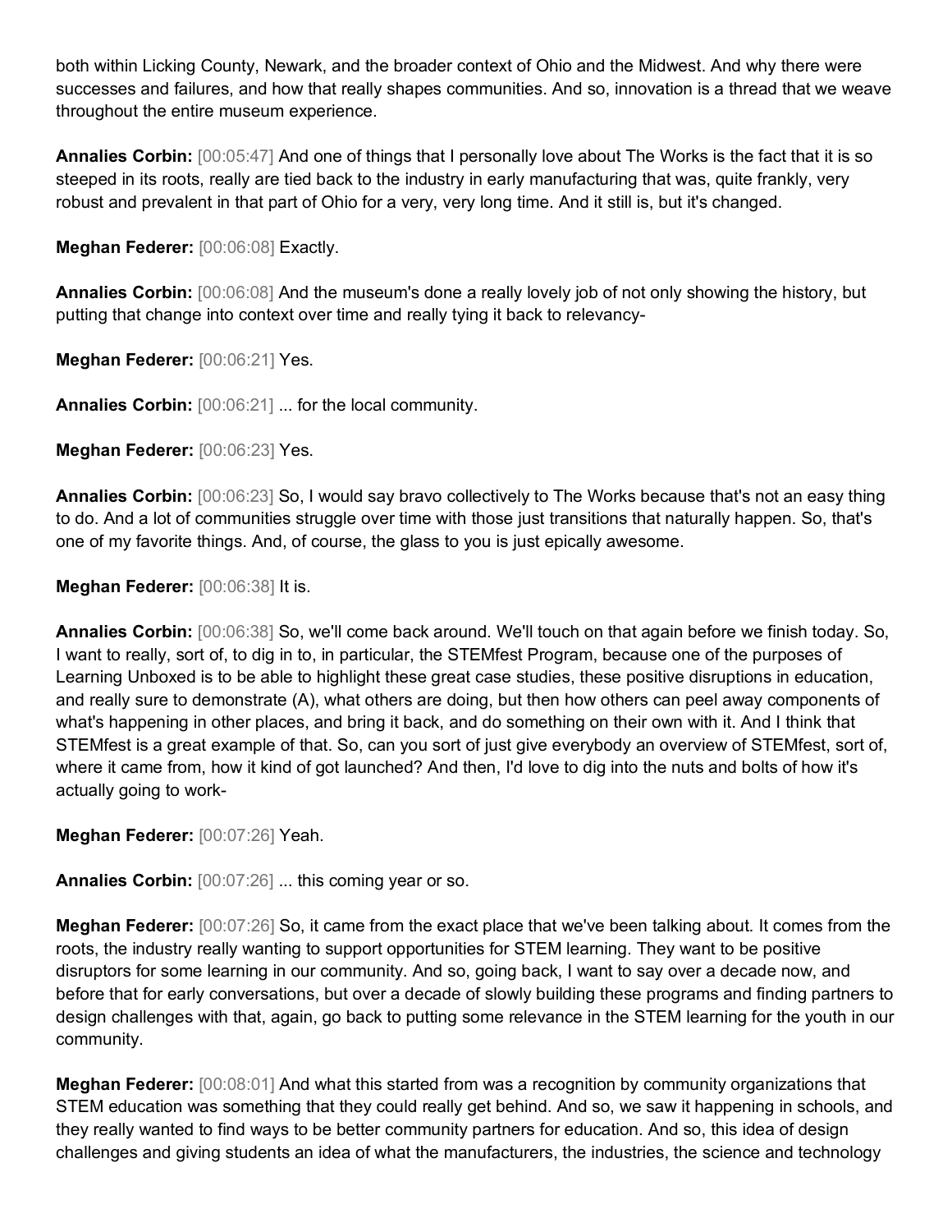both within Licking County, Newark, and the broader context of Ohio and the Midwest. And why there were successes and failures, and how that really shapes communities. And so, innovation is a thread that we weave throughout the entire museum experience.

**Annalies Corbin:** [00:05:47] And one of things that I personally love about The Works is the fact that it is so steeped in its roots, really are tied back to the industry in early manufacturing that was, quite frankly, very robust and prevalent in that part of Ohio for a very, very long time. And it still is, but it's changed.

**Meghan Federer:** [00:06:08] Exactly.

**Annalies Corbin:** [00:06:08] And the museum's done a really lovely job of not only showing the history, but putting that change into context over time and really tying it back to relevancy-

**Meghan Federer:** [00:06:21] Yes.

**Annalies Corbin:** [00:06:21] ... for the local community.

**Meghan Federer:** [00:06:23] Yes.

**Annalies Corbin:** [00:06:23] So, I would say bravo collectively to The Works because that's not an easy thing to do. And a lot of communities struggle over time with those just transitions that naturally happen. So, that's one of my favorite things. And, of course, the glass to you is just epically awesome.

**Meghan Federer:** [00:06:38] It is.

**Annalies Corbin:** [00:06:38] So, we'll come back around. We'll touch on that again before we finish today. So, I want to really, sort of, to dig in to, in particular, the STEMfest Program, because one of the purposes of Learning Unboxed is to be able to highlight these great case studies, these positive disruptions in education, and really sure to demonstrate (A), what others are doing, but then how others can peel away components of what's happening in other places, and bring it back, and do something on their own with it. And I think that STEMfest is a great example of that. So, can you sort of just give everybody an overview of STEMfest, sort of, where it came from, how it kind of got launched? And then, I'd love to dig into the nuts and bolts of how it's actually going to work-

**Meghan Federer:** [00:07:26] Yeah.

**Annalies Corbin:** [00:07:26] ... this coming year or so.

**Meghan Federer:** [00:07:26] So, it came from the exact place that we've been talking about. It comes from the roots, the industry really wanting to support opportunities for STEM learning. They want to be positive disruptors for some learning in our community. And so, going back, I want to say over a decade now, and before that for early conversations, but over a decade of slowly building these programs and finding partners to design challenges with that, again, go back to putting some relevance in the STEM learning for the youth in our community.

**Meghan Federer:** [00:08:01] And what this started from was a recognition by community organizations that STEM education was something that they could really get behind. And so, we saw it happening in schools, and they really wanted to find ways to be better community partners for education. And so, this idea of design challenges and giving students an idea of what the manufacturers, the industries, the science and technology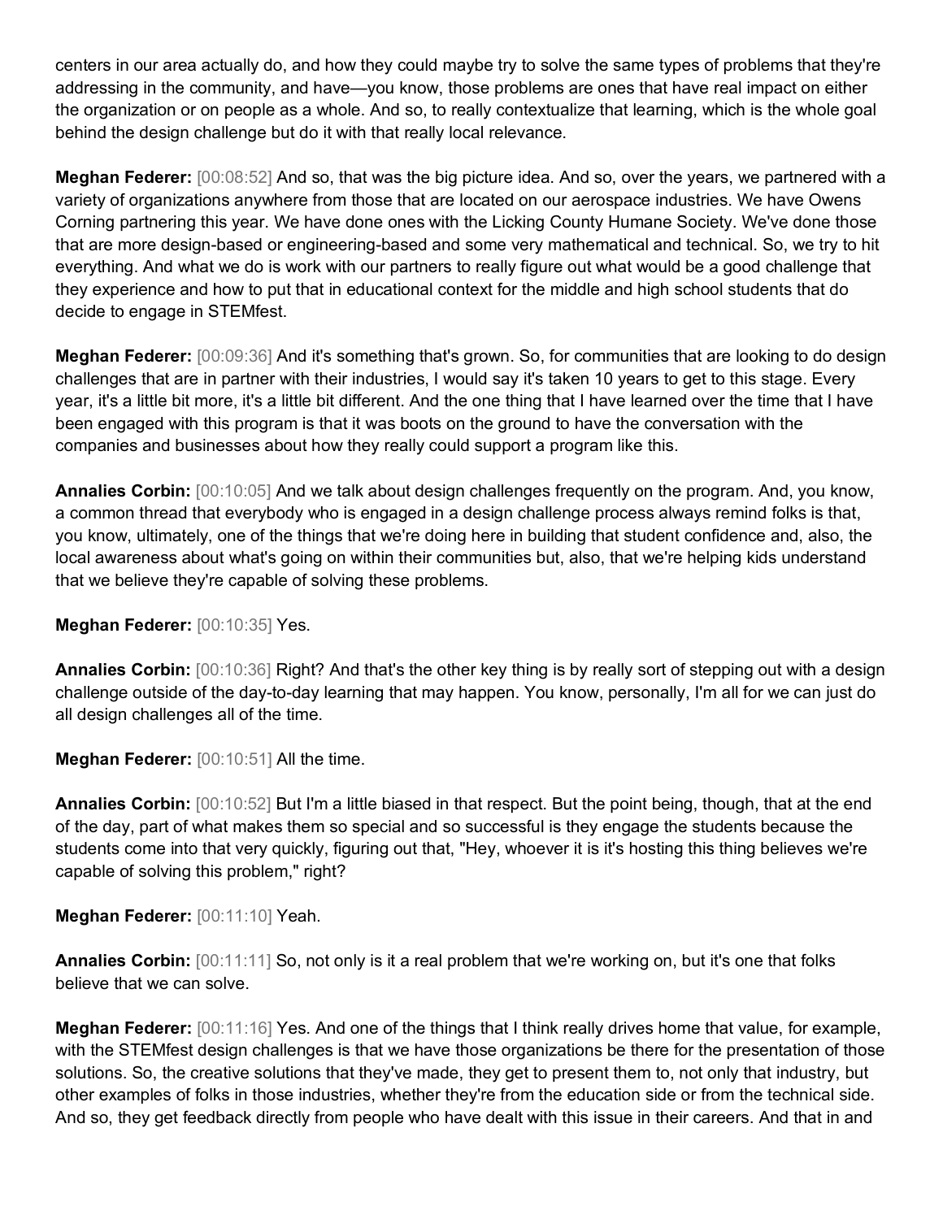centers in our area actually do, and how they could maybe try to solve the same types of problems that they're addressing in the community, and have—you know, those problems are ones that have real impact on either the organization or on people as a whole. And so, to really contextualize that learning, which is the whole goal behind the design challenge but do it with that really local relevance.

**Meghan Federer:** [00:08:52] And so, that was the big picture idea. And so, over the years, we partnered with a variety of organizations anywhere from those that are located on our aerospace industries. We have Owens Corning partnering this year. We have done ones with the Licking County Humane Society. We've done those that are more design-based or engineering-based and some very mathematical and technical. So, we try to hit everything. And what we do is work with our partners to really figure out what would be a good challenge that they experience and how to put that in educational context for the middle and high school students that do decide to engage in STEMfest.

**Meghan Federer:** [00:09:36] And it's something that's grown. So, for communities that are looking to do design challenges that are in partner with their industries, I would say it's taken 10 years to get to this stage. Every year, it's a little bit more, it's a little bit different. And the one thing that I have learned over the time that I have been engaged with this program is that it was boots on the ground to have the conversation with the companies and businesses about how they really could support a program like this.

**Annalies Corbin:** [00:10:05] And we talk about design challenges frequently on the program. And, you know, a common thread that everybody who is engaged in a design challenge process always remind folks is that, you know, ultimately, one of the things that we're doing here in building that student confidence and, also, the local awareness about what's going on within their communities but, also, that we're helping kids understand that we believe they're capable of solving these problems.

**Meghan Federer:** [00:10:35] Yes.

**Annalies Corbin:** [00:10:36] Right? And that's the other key thing is by really sort of stepping out with a design challenge outside of the day-to-day learning that may happen. You know, personally, I'm all for we can just do all design challenges all of the time.

**Meghan Federer:** [00:10:51] All the time.

**Annalies Corbin:** [00:10:52] But I'm a little biased in that respect. But the point being, though, that at the end of the day, part of what makes them so special and so successful is they engage the students because the students come into that very quickly, figuring out that, "Hey, whoever it is it's hosting this thing believes we're capable of solving this problem," right?

**Meghan Federer:** [00:11:10] Yeah.

**Annalies Corbin:** [00:11:11] So, not only is it a real problem that we're working on, but it's one that folks believe that we can solve.

**Meghan Federer:** [00:11:16] Yes. And one of the things that I think really drives home that value, for example, with the STEMfest design challenges is that we have those organizations be there for the presentation of those solutions. So, the creative solutions that they've made, they get to present them to, not only that industry, but other examples of folks in those industries, whether they're from the education side or from the technical side. And so, they get feedback directly from people who have dealt with this issue in their careers. And that in and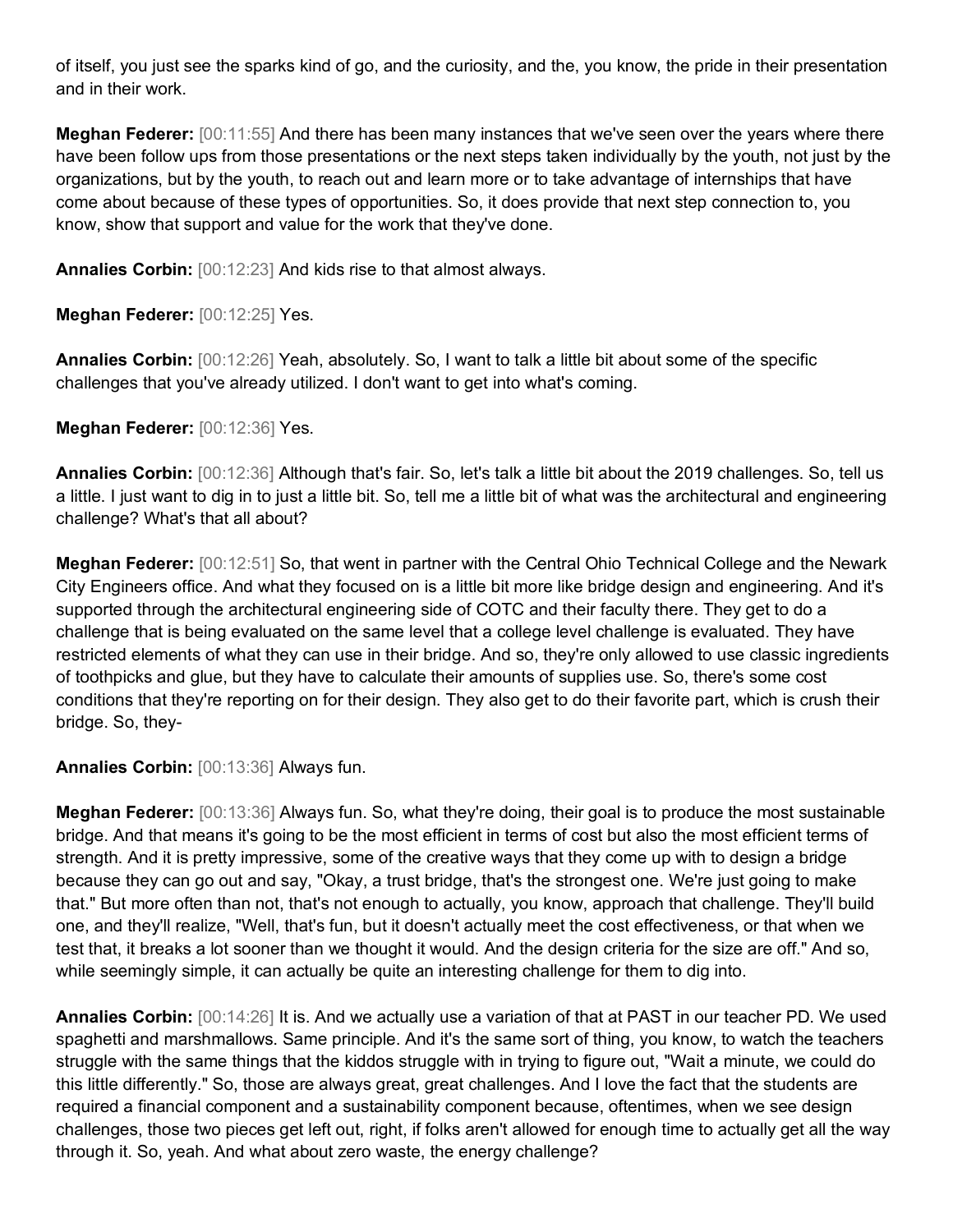of itself, you just see the sparks kind of go, and the curiosity, and the, you know, the pride in their presentation and in their work.

**Meghan Federer:** [00:11:55] And there has been many instances that we've seen over the years where there have been follow ups from those presentations or the next steps taken individually by the youth, not just by the organizations, but by the youth, to reach out and learn more or to take advantage of internships that have come about because of these types of opportunities. So, it does provide that next step connection to, you know, show that support and value for the work that they've done.

**Annalies Corbin:** [00:12:23] And kids rise to that almost always.

**Meghan Federer:** [00:12:25] Yes.

**Annalies Corbin:** [00:12:26] Yeah, absolutely. So, I want to talk a little bit about some of the specific challenges that you've already utilized. I don't want to get into what's coming.

**Meghan Federer:** [00:12:36] Yes.

**Annalies Corbin:** [00:12:36] Although that's fair. So, let's talk a little bit about the 2019 challenges. So, tell us a little. I just want to dig in to just a little bit. So, tell me a little bit of what was the architectural and engineering challenge? What's that all about?

**Meghan Federer:** [00:12:51] So, that went in partner with the Central Ohio Technical College and the Newark City Engineers office. And what they focused on is a little bit more like bridge design and engineering. And it's supported through the architectural engineering side of COTC and their faculty there. They get to do a challenge that is being evaluated on the same level that a college level challenge is evaluated. They have restricted elements of what they can use in their bridge. And so, they're only allowed to use classic ingredients of toothpicks and glue, but they have to calculate their amounts of supplies use. So, there's some cost conditions that they're reporting on for their design. They also get to do their favorite part, which is crush their bridge. So, they-

**Annalies Corbin:** [00:13:36] Always fun.

**Meghan Federer:** [00:13:36] Always fun. So, what they're doing, their goal is to produce the most sustainable bridge. And that means it's going to be the most efficient in terms of cost but also the most efficient terms of strength. And it is pretty impressive, some of the creative ways that they come up with to design a bridge because they can go out and say, "Okay, a trust bridge, that's the strongest one. We're just going to make that." But more often than not, that's not enough to actually, you know, approach that challenge. They'll build one, and they'll realize, "Well, that's fun, but it doesn't actually meet the cost effectiveness, or that when we test that, it breaks a lot sooner than we thought it would. And the design criteria for the size are off." And so, while seemingly simple, it can actually be quite an interesting challenge for them to dig into.

**Annalies Corbin:** [00:14:26] It is. And we actually use a variation of that at PAST in our teacher PD. We used spaghetti and marshmallows. Same principle. And it's the same sort of thing, you know, to watch the teachers struggle with the same things that the kiddos struggle with in trying to figure out, "Wait a minute, we could do this little differently." So, those are always great, great challenges. And I love the fact that the students are required a financial component and a sustainability component because, oftentimes, when we see design challenges, those two pieces get left out, right, if folks aren't allowed for enough time to actually get all the way through it. So, yeah. And what about zero waste, the energy challenge?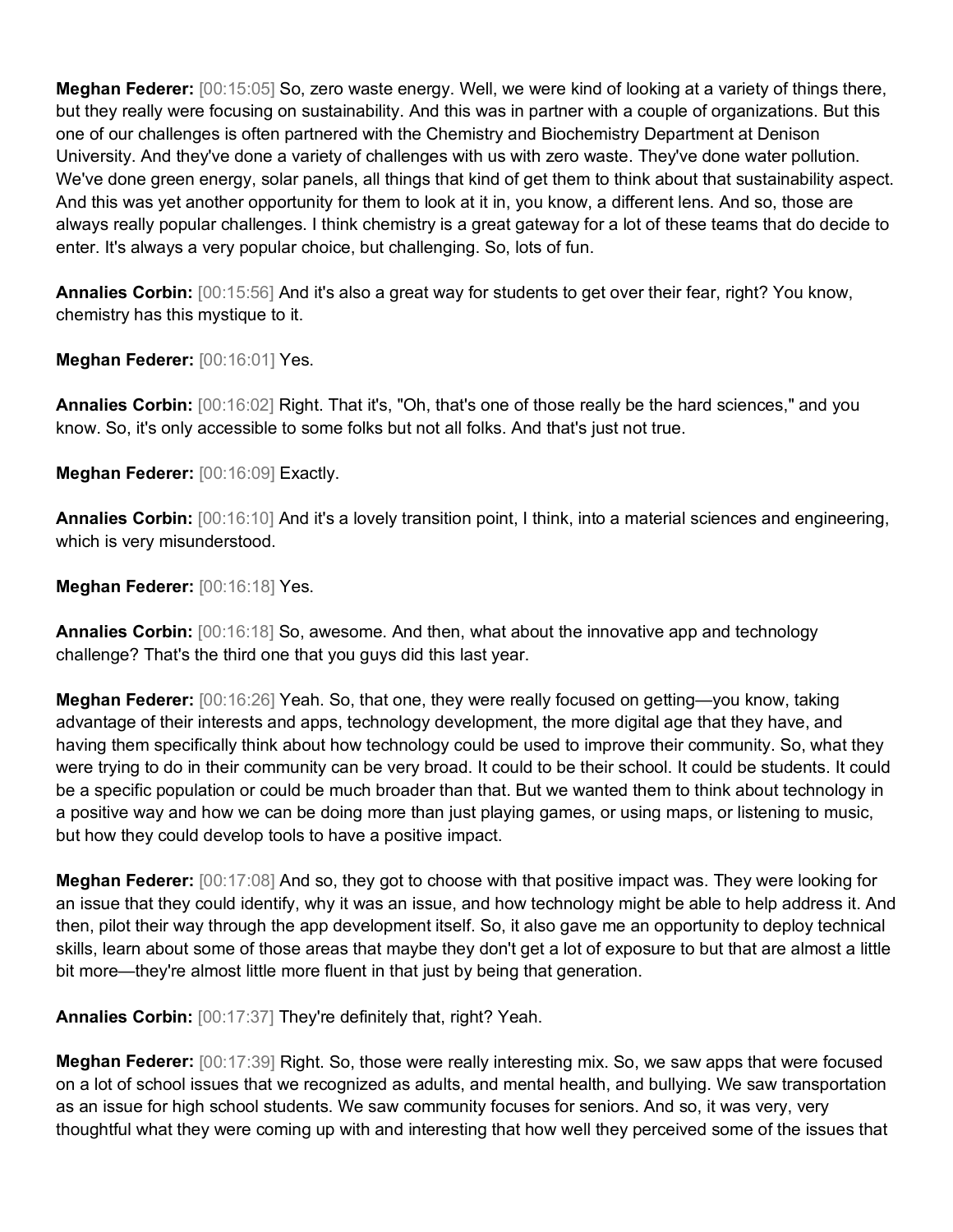**Meghan Federer:** [00:15:05] So, zero waste energy. Well, we were kind of looking at a variety of things there, but they really were focusing on sustainability. And this was in partner with a couple of organizations. But this one of our challenges is often partnered with the Chemistry and Biochemistry Department at Denison University. And they've done a variety of challenges with us with zero waste. They've done water pollution. We've done green energy, solar panels, all things that kind of get them to think about that sustainability aspect. And this was yet another opportunity for them to look at it in, you know, a different lens. And so, those are always really popular challenges. I think chemistry is a great gateway for a lot of these teams that do decide to enter. It's always a very popular choice, but challenging. So, lots of fun.

**Annalies Corbin:** [00:15:56] And it's also a great way for students to get over their fear, right? You know, chemistry has this mystique to it.

**Meghan Federer:** [00:16:01] Yes.

**Annalies Corbin:** [00:16:02] Right. That it's, "Oh, that's one of those really be the hard sciences," and you know. So, it's only accessible to some folks but not all folks. And that's just not true.

**Meghan Federer:** [00:16:09] Exactly.

**Annalies Corbin:** [00:16:10] And it's a lovely transition point, I think, into a material sciences and engineering, which is very misunderstood.

**Meghan Federer:** [00:16:18] Yes.

**Annalies Corbin:** [00:16:18] So, awesome. And then, what about the innovative app and technology challenge? That's the third one that you guys did this last year.

**Meghan Federer:** [00:16:26] Yeah. So, that one, they were really focused on getting—you know, taking advantage of their interests and apps, technology development, the more digital age that they have, and having them specifically think about how technology could be used to improve their community. So, what they were trying to do in their community can be very broad. It could to be their school. It could be students. It could be a specific population or could be much broader than that. But we wanted them to think about technology in a positive way and how we can be doing more than just playing games, or using maps, or listening to music, but how they could develop tools to have a positive impact.

**Meghan Federer:** [00:17:08] And so, they got to choose with that positive impact was. They were looking for an issue that they could identify, why it was an issue, and how technology might be able to help address it. And then, pilot their way through the app development itself. So, it also gave me an opportunity to deploy technical skills, learn about some of those areas that maybe they don't get a lot of exposure to but that are almost a little bit more—they're almost little more fluent in that just by being that generation.

**Annalies Corbin:** [00:17:37] They're definitely that, right? Yeah.

**Meghan Federer:** [00:17:39] Right. So, those were really interesting mix. So, we saw apps that were focused on a lot of school issues that we recognized as adults, and mental health, and bullying. We saw transportation as an issue for high school students. We saw community focuses for seniors. And so, it was very, very thoughtful what they were coming up with and interesting that how well they perceived some of the issues that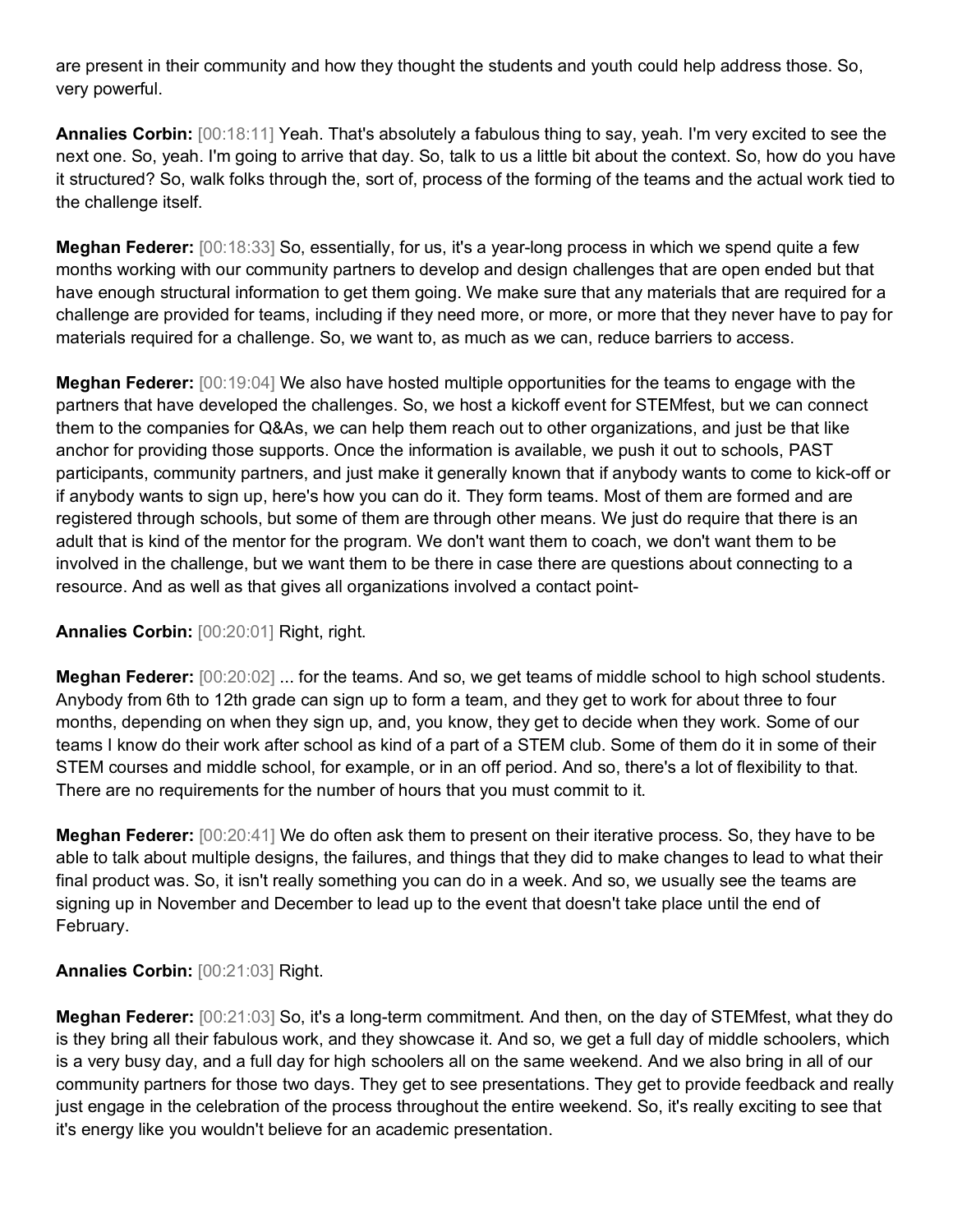are present in their community and how they thought the students and youth could help address those. So, very powerful.

**Annalies Corbin:** [00:18:11] Yeah. That's absolutely a fabulous thing to say, yeah. I'm very excited to see the next one. So, yeah. I'm going to arrive that day. So, talk to us a little bit about the context. So, how do you have it structured? So, walk folks through the, sort of, process of the forming of the teams and the actual work tied to the challenge itself.

**Meghan Federer:** [00:18:33] So, essentially, for us, it's a year-long process in which we spend quite a few months working with our community partners to develop and design challenges that are open ended but that have enough structural information to get them going. We make sure that any materials that are required for a challenge are provided for teams, including if they need more, or more, or more that they never have to pay for materials required for a challenge. So, we want to, as much as we can, reduce barriers to access.

**Meghan Federer:** [00:19:04] We also have hosted multiple opportunities for the teams to engage with the partners that have developed the challenges. So, we host a kickoff event for STEMfest, but we can connect them to the companies for Q&As, we can help them reach out to other organizations, and just be that like anchor for providing those supports. Once the information is available, we push it out to schools, PAST participants, community partners, and just make it generally known that if anybody wants to come to kick-off or if anybody wants to sign up, here's how you can do it. They form teams. Most of them are formed and are registered through schools, but some of them are through other means. We just do require that there is an adult that is kind of the mentor for the program. We don't want them to coach, we don't want them to be involved in the challenge, but we want them to be there in case there are questions about connecting to a resource. And as well as that gives all organizations involved a contact point-

**Annalies Corbin:** [00:20:01] Right, right.

**Meghan Federer:** [00:20:02] ... for the teams. And so, we get teams of middle school to high school students. Anybody from 6th to 12th grade can sign up to form a team, and they get to work for about three to four months, depending on when they sign up, and, you know, they get to decide when they work. Some of our teams I know do their work after school as kind of a part of a STEM club. Some of them do it in some of their STEM courses and middle school, for example, or in an off period. And so, there's a lot of flexibility to that. There are no requirements for the number of hours that you must commit to it.

**Meghan Federer:** [00:20:41] We do often ask them to present on their iterative process. So, they have to be able to talk about multiple designs, the failures, and things that they did to make changes to lead to what their final product was. So, it isn't really something you can do in a week. And so, we usually see the teams are signing up in November and December to lead up to the event that doesn't take place until the end of February.

**Annalies Corbin:** [00:21:03] Right.

**Meghan Federer:** [00:21:03] So, it's a long-term commitment. And then, on the day of STEMfest, what they do is they bring all their fabulous work, and they showcase it. And so, we get a full day of middle schoolers, which is a very busy day, and a full day for high schoolers all on the same weekend. And we also bring in all of our community partners for those two days. They get to see presentations. They get to provide feedback and really just engage in the celebration of the process throughout the entire weekend. So, it's really exciting to see that it's energy like you wouldn't believe for an academic presentation.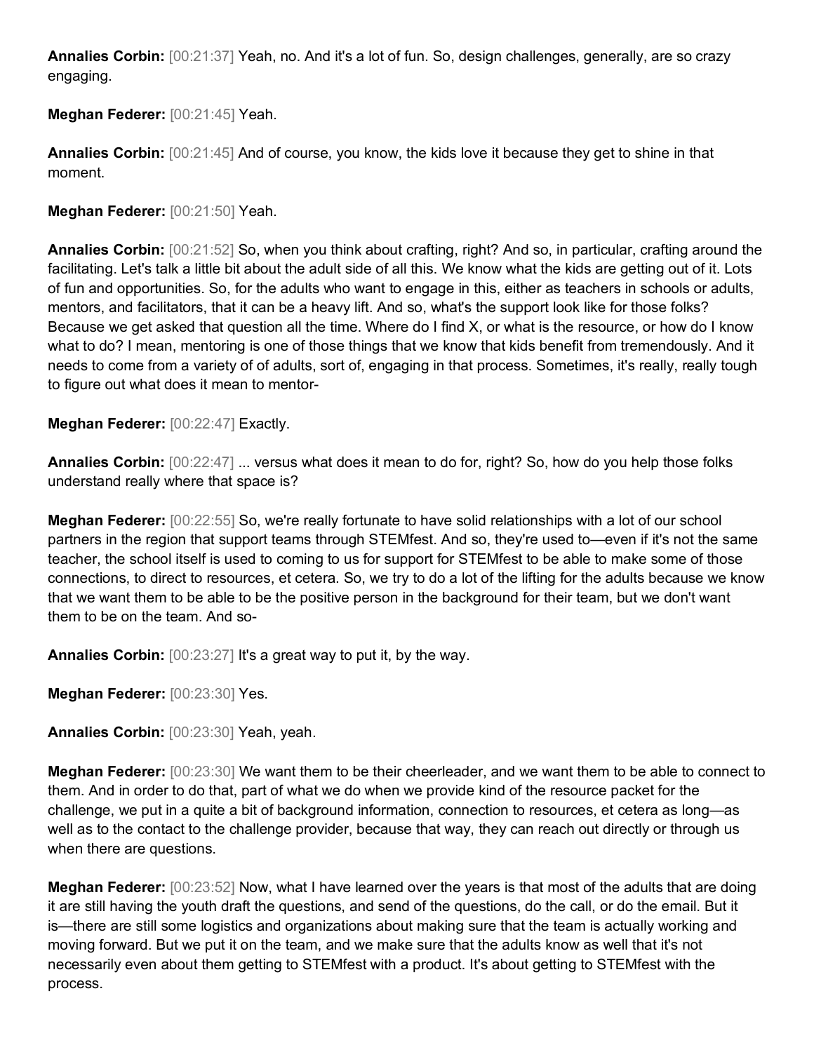**Annalies Corbin:** [00:21:37] Yeah, no. And it's a lot of fun. So, design challenges, generally, are so crazy engaging.

**Meghan Federer:** [00:21:45] Yeah.

**Annalies Corbin:** [00:21:45] And of course, you know, the kids love it because they get to shine in that moment.

**Meghan Federer:** [00:21:50] Yeah.

**Annalies Corbin:** [00:21:52] So, when you think about crafting, right? And so, in particular, crafting around the facilitating. Let's talk a little bit about the adult side of all this. We know what the kids are getting out of it. Lots of fun and opportunities. So, for the adults who want to engage in this, either as teachers in schools or adults, mentors, and facilitators, that it can be a heavy lift. And so, what's the support look like for those folks? Because we get asked that question all the time. Where do I find X, or what is the resource, or how do I know what to do? I mean, mentoring is one of those things that we know that kids benefit from tremendously. And it needs to come from a variety of of adults, sort of, engaging in that process. Sometimes, it's really, really tough to figure out what does it mean to mentor-

**Meghan Federer:** [00:22:47] Exactly.

**Annalies Corbin:** [00:22:47] ... versus what does it mean to do for, right? So, how do you help those folks understand really where that space is?

**Meghan Federer:** [00:22:55] So, we're really fortunate to have solid relationships with a lot of our school partners in the region that support teams through STEMfest. And so, they're used to—even if it's not the same teacher, the school itself is used to coming to us for support for STEMfest to be able to make some of those connections, to direct to resources, et cetera. So, we try to do a lot of the lifting for the adults because we know that we want them to be able to be the positive person in the background for their team, but we don't want them to be on the team. And so-

**Annalies Corbin:** [00:23:27] It's a great way to put it, by the way.

**Meghan Federer:** [00:23:30] Yes.

**Annalies Corbin:** [00:23:30] Yeah, yeah.

**Meghan Federer:** [00:23:30] We want them to be their cheerleader, and we want them to be able to connect to them. And in order to do that, part of what we do when we provide kind of the resource packet for the challenge, we put in a quite a bit of background information, connection to resources, et cetera as long—as well as to the contact to the challenge provider, because that way, they can reach out directly or through us when there are questions.

**Meghan Federer:** [00:23:52] Now, what I have learned over the years is that most of the adults that are doing it are still having the youth draft the questions, and send of the questions, do the call, or do the email. But it is—there are still some logistics and organizations about making sure that the team is actually working and moving forward. But we put it on the team, and we make sure that the adults know as well that it's not necessarily even about them getting to STEMfest with a product. It's about getting to STEMfest with the process.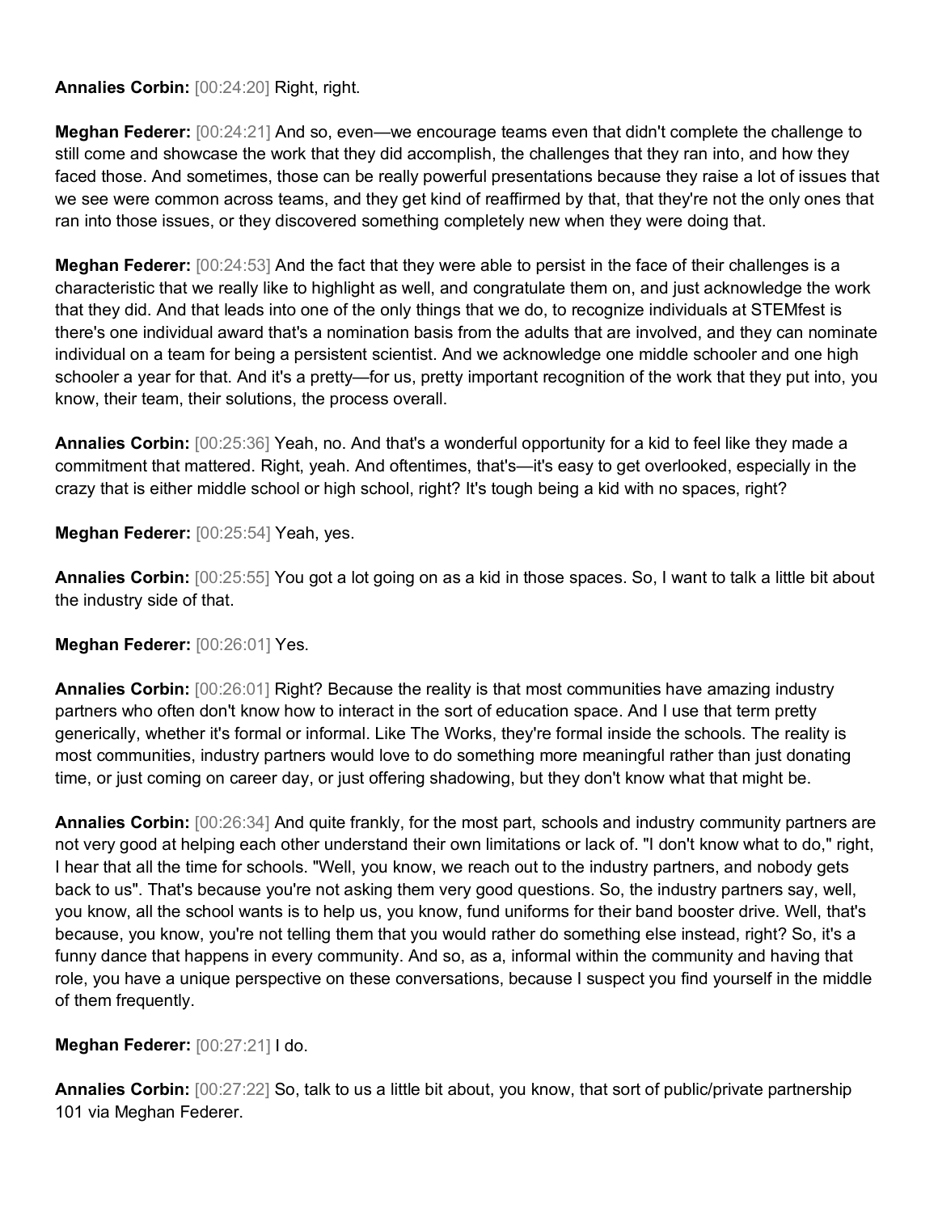**Annalies Corbin:** [00:24:20] Right, right.

**Meghan Federer:** [00:24:21] And so, even—we encourage teams even that didn't complete the challenge to still come and showcase the work that they did accomplish, the challenges that they ran into, and how they faced those. And sometimes, those can be really powerful presentations because they raise a lot of issues that we see were common across teams, and they get kind of reaffirmed by that, that they're not the only ones that ran into those issues, or they discovered something completely new when they were doing that.

**Meghan Federer:** [00:24:53] And the fact that they were able to persist in the face of their challenges is a characteristic that we really like to highlight as well, and congratulate them on, and just acknowledge the work that they did. And that leads into one of the only things that we do, to recognize individuals at STEMfest is there's one individual award that's a nomination basis from the adults that are involved, and they can nominate individual on a team for being a persistent scientist. And we acknowledge one middle schooler and one high schooler a year for that. And it's a pretty—for us, pretty important recognition of the work that they put into, you know, their team, their solutions, the process overall.

**Annalies Corbin:** [00:25:36] Yeah, no. And that's a wonderful opportunity for a kid to feel like they made a commitment that mattered. Right, yeah. And oftentimes, that's—it's easy to get overlooked, especially in the crazy that is either middle school or high school, right? It's tough being a kid with no spaces, right?

**Meghan Federer:** [00:25:54] Yeah, yes.

**Annalies Corbin:** [00:25:55] You got a lot going on as a kid in those spaces. So, I want to talk a little bit about the industry side of that.

**Meghan Federer:** [00:26:01] Yes.

**Annalies Corbin:** [00:26:01] Right? Because the reality is that most communities have amazing industry partners who often don't know how to interact in the sort of education space. And I use that term pretty generically, whether it's formal or informal. Like The Works, they're formal inside the schools. The reality is most communities, industry partners would love to do something more meaningful rather than just donating time, or just coming on career day, or just offering shadowing, but they don't know what that might be.

**Annalies Corbin:** [00:26:34] And quite frankly, for the most part, schools and industry community partners are not very good at helping each other understand their own limitations or lack of. "I don't know what to do," right, I hear that all the time for schools. "Well, you know, we reach out to the industry partners, and nobody gets back to us". That's because you're not asking them very good questions. So, the industry partners say, well, you know, all the school wants is to help us, you know, fund uniforms for their band booster drive. Well, that's because, you know, you're not telling them that you would rather do something else instead, right? So, it's a funny dance that happens in every community. And so, as a, informal within the community and having that role, you have a unique perspective on these conversations, because I suspect you find yourself in the middle of them frequently.

**Meghan Federer:** [00:27:21] I do.

**Annalies Corbin:** [00:27:22] So, talk to us a little bit about, you know, that sort of public/private partnership 101 via Meghan Federer.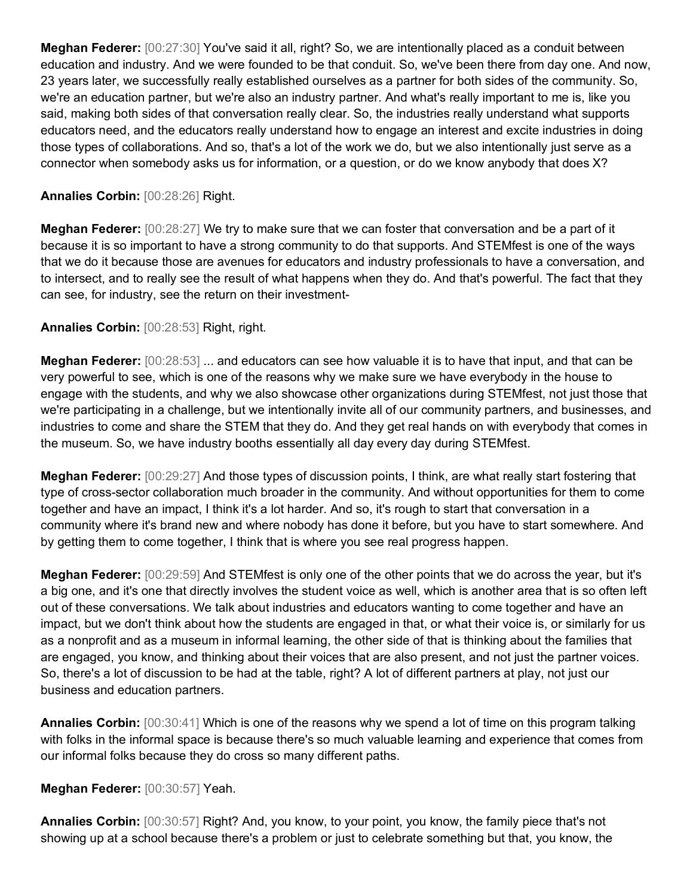**Meghan Federer:** [00:27:30] You've said it all, right? So, we are intentionally placed as a conduit between education and industry. And we were founded to be that conduit. So, we've been there from day one. And now, 23 years later, we successfully really established ourselves as a partner for both sides of the community. So, we're an education partner, but we're also an industry partner. And what's really important to me is, like you said, making both sides of that conversation really clear. So, the industries really understand what supports educators need, and the educators really understand how to engage an interest and excite industries in doing those types of collaborations. And so, that's a lot of the work we do, but we also intentionally just serve as a connector when somebody asks us for information, or a question, or do we know anybody that does X?

**Annalies Corbin:** [00:28:26] Right.

**Meghan Federer:** [00:28:27] We try to make sure that we can foster that conversation and be a part of it because it is so important to have a strong community to do that supports. And STEMfest is one of the ways that we do it because those are avenues for educators and industry professionals to have a conversation, and to intersect, and to really see the result of what happens when they do. And that's powerful. The fact that they can see, for industry, see the return on their investment-

**Annalies Corbin:** [00:28:53] Right, right.

**Meghan Federer:** [00:28:53] ... and educators can see how valuable it is to have that input, and that can be very powerful to see, which is one of the reasons why we make sure we have everybody in the house to engage with the students, and why we also showcase other organizations during STEMfest, not just those that we're participating in a challenge, but we intentionally invite all of our community partners, and businesses, and industries to come and share the STEM that they do. And they get real hands on with everybody that comes in the museum. So, we have industry booths essentially all day every day during STEMfest.

**Meghan Federer:** [00:29:27] And those types of discussion points, I think, are what really start fostering that type of cross-sector collaboration much broader in the community. And without opportunities for them to come together and have an impact, I think it's a lot harder. And so, it's rough to start that conversation in a community where it's brand new and where nobody has done it before, but you have to start somewhere. And by getting them to come together, I think that is where you see real progress happen.

**Meghan Federer:** [00:29:59] And STEMfest is only one of the other points that we do across the year, but it's a big one, and it's one that directly involves the student voice as well, which is another area that is so often left out of these conversations. We talk about industries and educators wanting to come together and have an impact, but we don't think about how the students are engaged in that, or what their voice is, or similarly for us as a nonprofit and as a museum in informal learning, the other side of that is thinking about the families that are engaged, you know, and thinking about their voices that are also present, and not just the partner voices. So, there's a lot of discussion to be had at the table, right? A lot of different partners at play, not just our business and education partners.

**Annalies Corbin:** [00:30:41] Which is one of the reasons why we spend a lot of time on this program talking with folks in the informal space is because there's so much valuable learning and experience that comes from our informal folks because they do cross so many different paths.

**Meghan Federer:** [00:30:57] Yeah.

**Annalies Corbin:** [00:30:57] Right? And, you know, to your point, you know, the family piece that's not showing up at a school because there's a problem or just to celebrate something but that, you know, the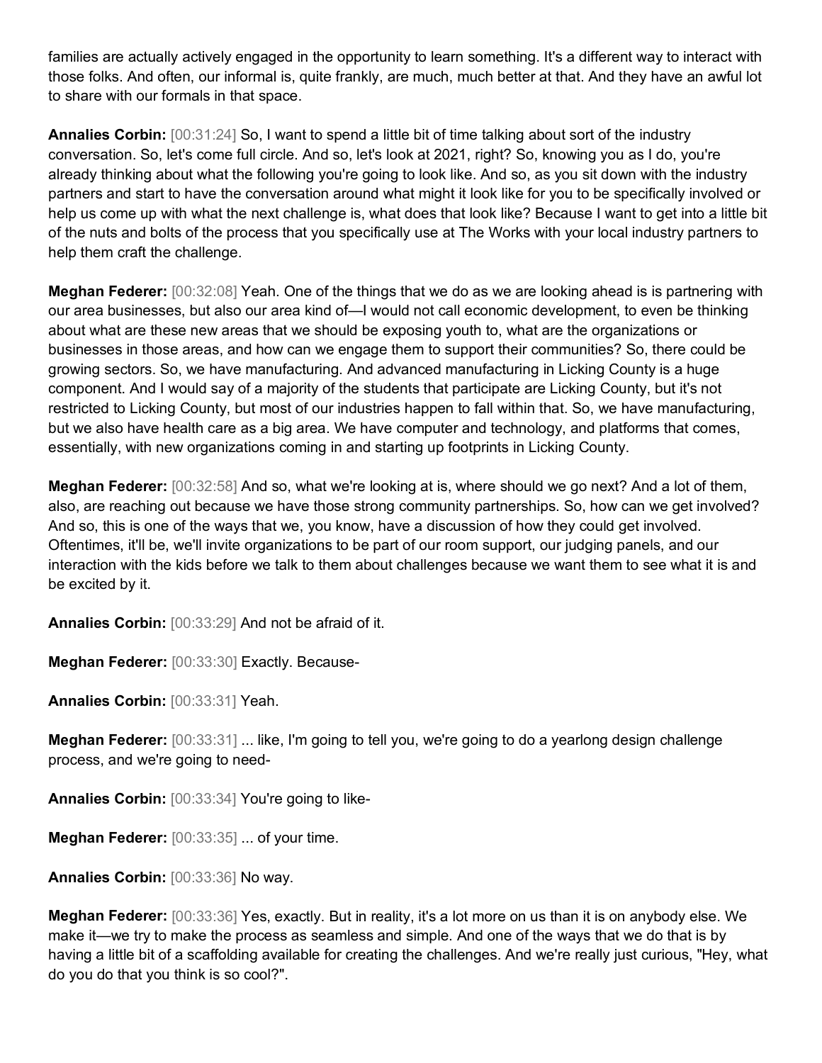families are actually actively engaged in the opportunity to learn something. It's a different way to interact with those folks. And often, our informal is, quite frankly, are much, much better at that. And they have an awful lot to share with our formals in that space.

**Annalies Corbin:** [00:31:24] So, I want to spend a little bit of time talking about sort of the industry conversation. So, let's come full circle. And so, let's look at 2021, right? So, knowing you as I do, you're already thinking about what the following you're going to look like. And so, as you sit down with the industry partners and start to have the conversation around what might it look like for you to be specifically involved or help us come up with what the next challenge is, what does that look like? Because I want to get into a little bit of the nuts and bolts of the process that you specifically use at The Works with your local industry partners to help them craft the challenge.

**Meghan Federer:** [00:32:08] Yeah. One of the things that we do as we are looking ahead is is partnering with our area businesses, but also our area kind of—I would not call economic development, to even be thinking about what are these new areas that we should be exposing youth to, what are the organizations or businesses in those areas, and how can we engage them to support their communities? So, there could be growing sectors. So, we have manufacturing. And advanced manufacturing in Licking County is a huge component. And I would say of a majority of the students that participate are Licking County, but it's not restricted to Licking County, but most of our industries happen to fall within that. So, we have manufacturing, but we also have health care as a big area. We have computer and technology, and platforms that comes, essentially, with new organizations coming in and starting up footprints in Licking County.

**Meghan Federer:** [00:32:58] And so, what we're looking at is, where should we go next? And a lot of them, also, are reaching out because we have those strong community partnerships. So, how can we get involved? And so, this is one of the ways that we, you know, have a discussion of how they could get involved. Oftentimes, it'll be, we'll invite organizations to be part of our room support, our judging panels, and our interaction with the kids before we talk to them about challenges because we want them to see what it is and be excited by it.

**Annalies Corbin:** [00:33:29] And not be afraid of it.

**Meghan Federer:** [00:33:30] Exactly. Because-

**Annalies Corbin:** [00:33:31] Yeah.

**Meghan Federer:** [00:33:31] ... like, I'm going to tell you, we're going to do a yearlong design challenge process, and we're going to need-

**Annalies Corbin:** [00:33:34] You're going to like-

**Meghan Federer:** [00:33:35] ... of your time.

**Annalies Corbin:** [00:33:36] No way.

**Meghan Federer:** [00:33:36] Yes, exactly. But in reality, it's a lot more on us than it is on anybody else. We make it—we try to make the process as seamless and simple. And one of the ways that we do that is by having a little bit of a scaffolding available for creating the challenges. And we're really just curious, "Hey, what do you do that you think is so cool?".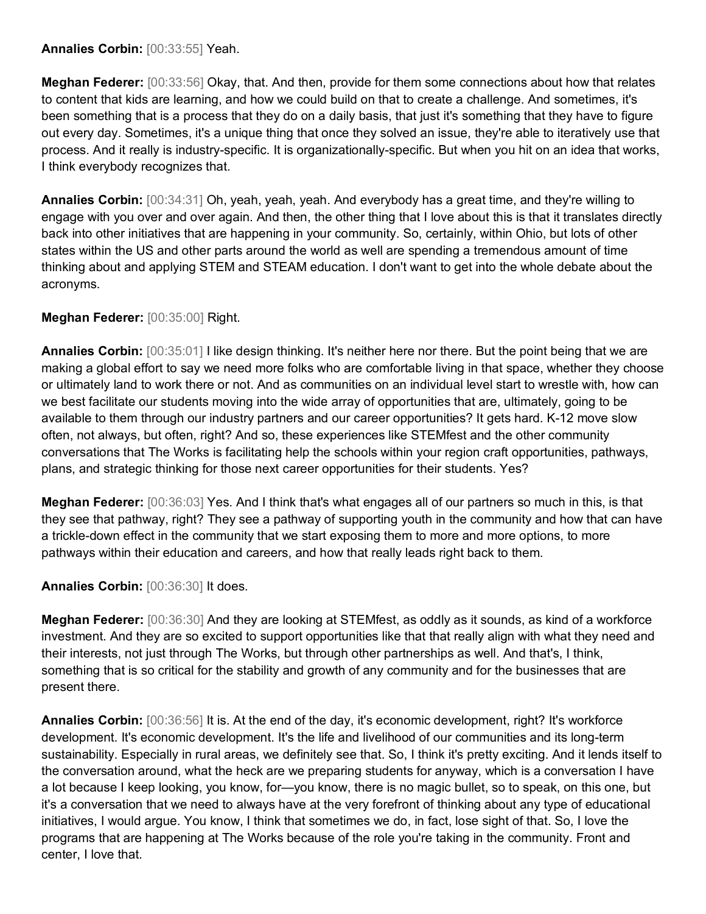**Annalies Corbin:** [00:33:55] Yeah.

**Meghan Federer:** [00:33:56] Okay, that. And then, provide for them some connections about how that relates to content that kids are learning, and how we could build on that to create a challenge. And sometimes, it's been something that is a process that they do on a daily basis, that just it's something that they have to figure out every day. Sometimes, it's a unique thing that once they solved an issue, they're able to iteratively use that process. And it really is industry-specific. It is organizationally-specific. But when you hit on an idea that works, I think everybody recognizes that.

**Annalies Corbin:** [00:34:31] Oh, yeah, yeah, yeah. And everybody has a great time, and they're willing to engage with you over and over again. And then, the other thing that I love about this is that it translates directly back into other initiatives that are happening in your community. So, certainly, within Ohio, but lots of other states within the US and other parts around the world as well are spending a tremendous amount of time thinking about and applying STEM and STEAM education. I don't want to get into the whole debate about the acronyms.

**Meghan Federer:** [00:35:00] Right.

**Annalies Corbin:** [00:35:01] I like design thinking. It's neither here nor there. But the point being that we are making a global effort to say we need more folks who are comfortable living in that space, whether they choose or ultimately land to work there or not. And as communities on an individual level start to wrestle with, how can we best facilitate our students moving into the wide array of opportunities that are, ultimately, going to be available to them through our industry partners and our career opportunities? It gets hard. K-12 move slow often, not always, but often, right? And so, these experiences like STEMfest and the other community conversations that The Works is facilitating help the schools within your region craft opportunities, pathways, plans, and strategic thinking for those next career opportunities for their students. Yes?

**Meghan Federer:** [00:36:03] Yes. And I think that's what engages all of our partners so much in this, is that they see that pathway, right? They see a pathway of supporting youth in the community and how that can have a trickle-down effect in the community that we start exposing them to more and more options, to more pathways within their education and careers, and how that really leads right back to them.

**Annalies Corbin:** [00:36:30] It does.

**Meghan Federer:** [00:36:30] And they are looking at STEMfest, as oddly as it sounds, as kind of a workforce investment. And they are so excited to support opportunities like that that really align with what they need and their interests, not just through The Works, but through other partnerships as well. And that's, I think, something that is so critical for the stability and growth of any community and for the businesses that are present there.

**Annalies Corbin:** [00:36:56] It is. At the end of the day, it's economic development, right? It's workforce development. It's economic development. It's the life and livelihood of our communities and its long-term sustainability. Especially in rural areas, we definitely see that. So, I think it's pretty exciting. And it lends itself to the conversation around, what the heck are we preparing students for anyway, which is a conversation I have a lot because I keep looking, you know, for—you know, there is no magic bullet, so to speak, on this one, but it's a conversation that we need to always have at the very forefront of thinking about any type of educational initiatives, I would argue. You know, I think that sometimes we do, in fact, lose sight of that. So, I love the programs that are happening at The Works because of the role you're taking in the community. Front and center, I love that.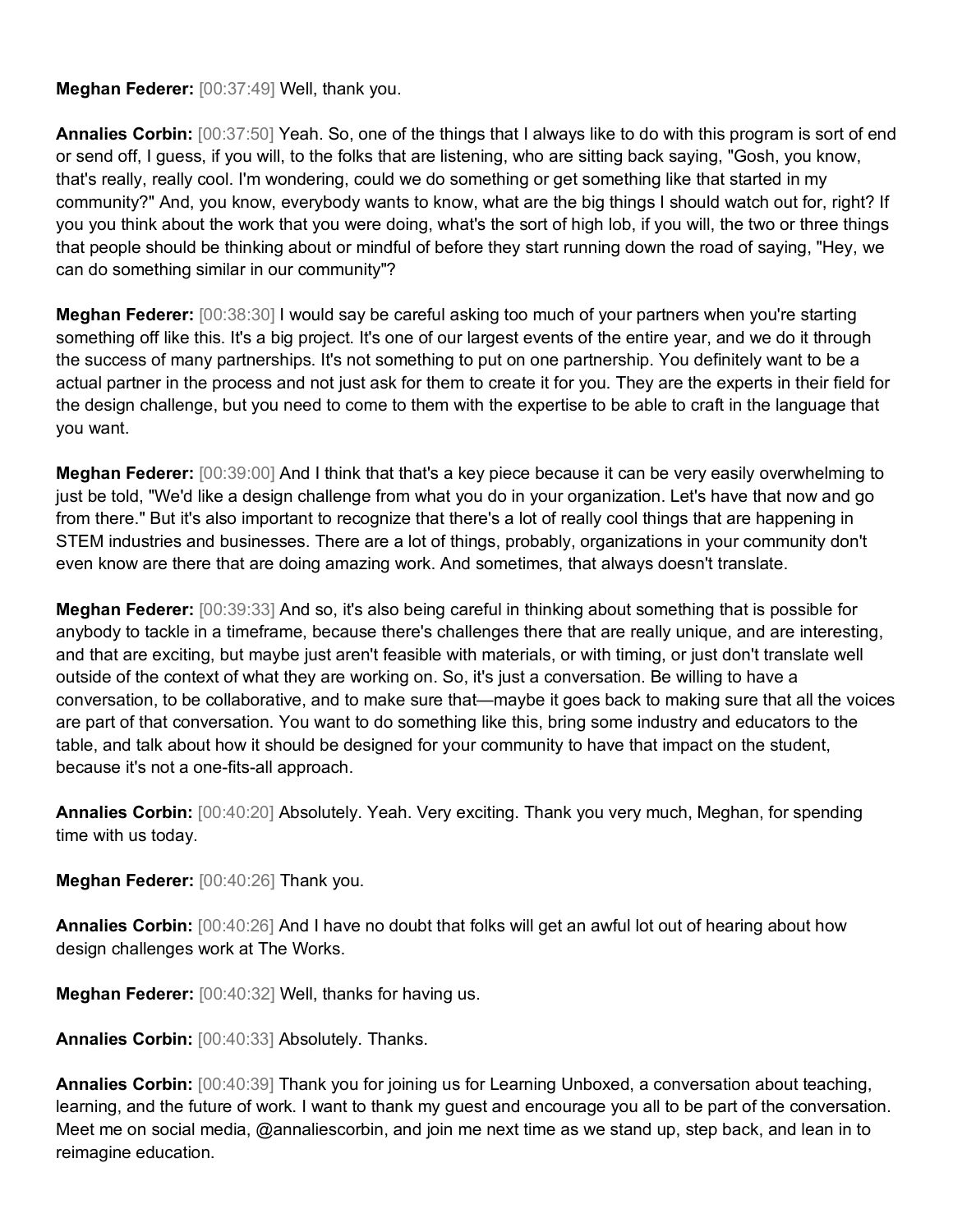**Meghan Federer:** [00:37:49] Well, thank you.

**Annalies Corbin:** [00:37:50] Yeah. So, one of the things that I always like to do with this program is sort of end or send off, I guess, if you will, to the folks that are listening, who are sitting back saying, "Gosh, you know, that's really, really cool. I'm wondering, could we do something or get something like that started in my community?" And, you know, everybody wants to know, what are the big things I should watch out for, right? If you you think about the work that you were doing, what's the sort of high lob, if you will, the two or three things that people should be thinking about or mindful of before they start running down the road of saying, "Hey, we can do something similar in our community"?

**Meghan Federer:** [00:38:30] I would say be careful asking too much of your partners when you're starting something off like this. It's a big project. It's one of our largest events of the entire year, and we do it through the success of many partnerships. It's not something to put on one partnership. You definitely want to be a actual partner in the process and not just ask for them to create it for you. They are the experts in their field for the design challenge, but you need to come to them with the expertise to be able to craft in the language that you want.

**Meghan Federer:** [00:39:00] And I think that that's a key piece because it can be very easily overwhelming to just be told, "We'd like a design challenge from what you do in your organization. Let's have that now and go from there." But it's also important to recognize that there's a lot of really cool things that are happening in STEM industries and businesses. There are a lot of things, probably, organizations in your community don't even know are there that are doing amazing work. And sometimes, that always doesn't translate.

**Meghan Federer:** [00:39:33] And so, it's also being careful in thinking about something that is possible for anybody to tackle in a timeframe, because there's challenges there that are really unique, and are interesting, and that are exciting, but maybe just aren't feasible with materials, or with timing, or just don't translate well outside of the context of what they are working on. So, it's just a conversation. Be willing to have a conversation, to be collaborative, and to make sure that—maybe it goes back to making sure that all the voices are part of that conversation. You want to do something like this, bring some industry and educators to the table, and talk about how it should be designed for your community to have that impact on the student, because it's not a one-fits-all approach.

**Annalies Corbin:** [00:40:20] Absolutely. Yeah. Very exciting. Thank you very much, Meghan, for spending time with us today.

**Meghan Federer:** [00:40:26] Thank you.

**Annalies Corbin:** [00:40:26] And I have no doubt that folks will get an awful lot out of hearing about how design challenges work at The Works.

**Meghan Federer:** [00:40:32] Well, thanks for having us.

**Annalies Corbin:** [00:40:33] Absolutely. Thanks.

**Annalies Corbin:** [00:40:39] Thank you for joining us for Learning Unboxed, a conversation about teaching, learning, and the future of work. I want to thank my guest and encourage you all to be part of the conversation. Meet me on social media, @annaliescorbin, and join me next time as we stand up, step back, and lean in to reimagine education.